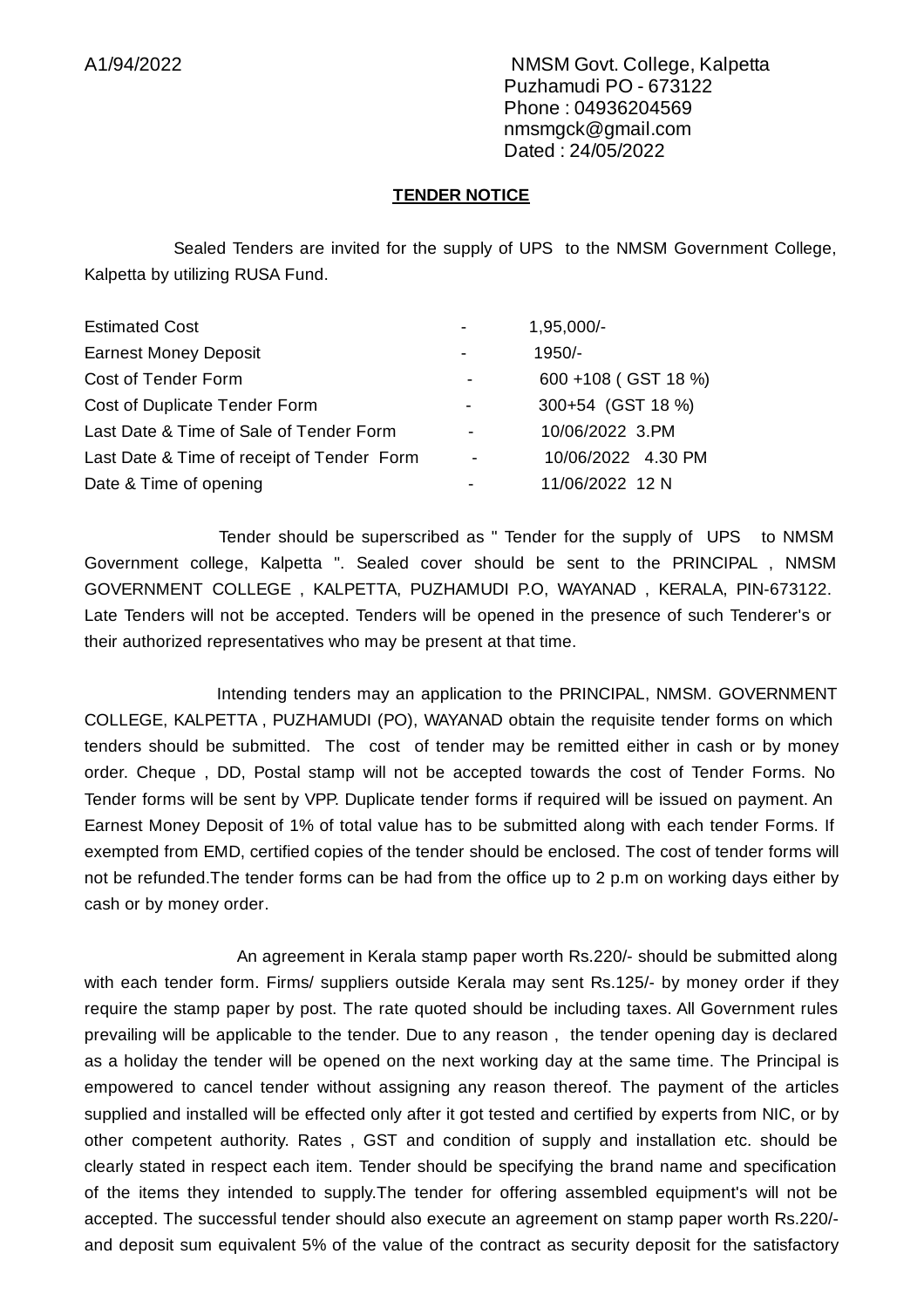A1/94/2022

NMSM Govt. College, Kalpetta
Puzhamudi PO - 673122
Phone : 04936204569
nmsmgck@gmail.com
Dated : 24/05/2022

## TENDER NOTICE

Sealed Tenders are invited for the supply of UPS to the NMSM Government College, Kalpetta by utilizing RUSA Fund.

| | | |
|---|---|---|
| Estimated Cost | - | 1,95,000/- |
| Earnest Money Deposit | - | 1950/- |
| Cost of Tender Form | - | 600 +108 ( GST 18 %) |
| Cost of Duplicate Tender Form | - | 300+54 (GST 18 %) |
| Last Date & Time of Sale of Tender Form | - | 10/06/2022 3.PM |
| Last Date & Time of receipt of Tender Form | - | 10/06/2022 4.30 PM |
| Date & Time of opening | - | 11/06/2022 12 N |

Tender should be superscribed as " Tender for the supply of UPS to NMSM Government college, Kalpetta ". Sealed cover should be sent to the PRINCIPAL , NMSM GOVERNMENT COLLEGE , KALPETTA, PUZHAMUDI P.O, WAYANAD , KERALA, PIN-673122. Late Tenders will not be accepted. Tenders will be opened in the presence of such Tenderer's or their authorized representatives who may be present at that time.

Intending tenders may an application to the PRINCIPAL, NMSM. GOVERNMENT COLLEGE, KALPETTA , PUZHAMUDI (PO), WAYANAD obtain the requisite tender forms on which tenders should be submitted. The cost of tender may be remitted either in cash or by money order. Cheque , DD, Postal stamp will not be accepted towards the cost of Tender Forms. No Tender forms will be sent by VPP. Duplicate tender forms if required will be issued on payment. An Earnest Money Deposit of 1% of total value has to be submitted along with each tender Forms. If exempted from EMD, certified copies of the tender should be enclosed. The cost of tender forms will not be refunded.The tender forms can be had from the office up to 2 p.m on working days either by cash or by money order.

An agreement in Kerala stamp paper worth Rs.220/- should be submitted along with each tender form. Firms/ suppliers outside Kerala may sent Rs.125/- by money order if they require the stamp paper by post. The rate quoted should be including taxes. All Government rules prevailing will be applicable to the tender. Due to any reason , the tender opening day is declared as a holiday the tender will be opened on the next working day at the same time. The Principal is empowered to cancel tender without assigning any reason thereof. The payment of the articles supplied and installed will be effected only after it got tested and certified by experts from NIC, or by other competent authority. Rates , GST and condition of supply and installation etc. should be clearly stated in respect each item. Tender should be specifying the brand name and specification of the items they intended to supply.The tender for offering assembled equipment's will not be accepted. The successful tender should also execute an agreement on stamp paper worth Rs.220/- and deposit sum equivalent 5% of the value of the contract as security deposit for the satisfactory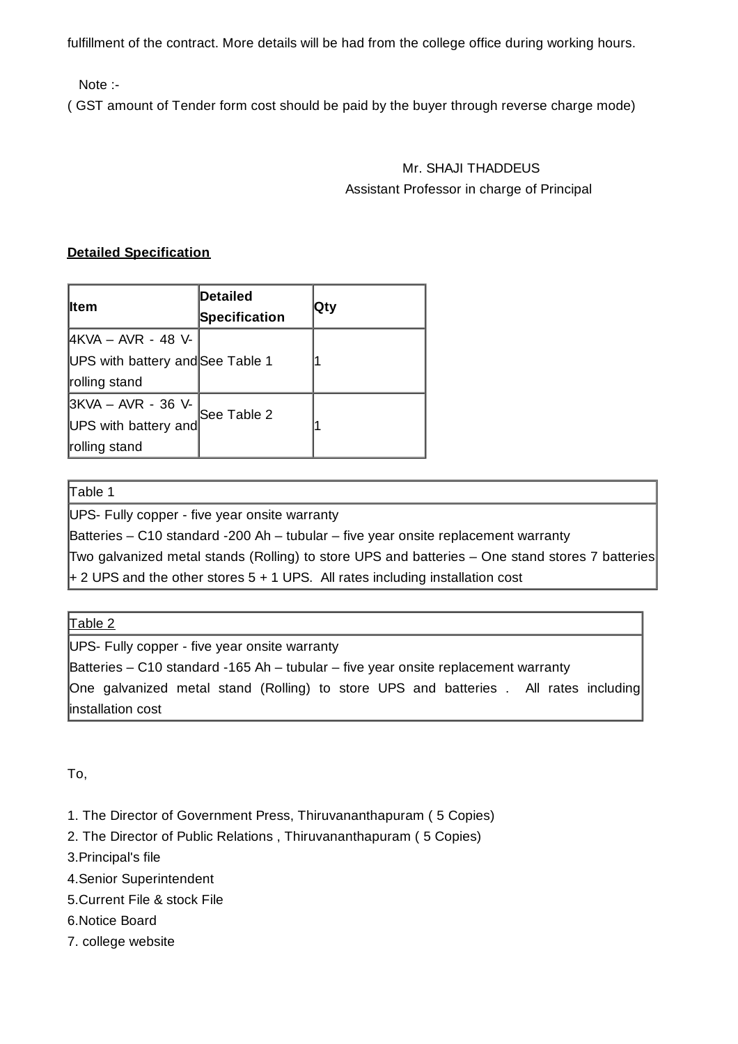fulfillment of the contract. More details will be had from the college office during working hours.

Note :-
( GST amount of Tender form cost should be paid by the buyer through reverse charge mode)

Mr. SHAJI THADDEUS
Assistant Professor in charge of Principal

**<u>Detailed Specification</u>**

| **Item** | **Detailed Specification** | **Qty** |
|---|---|---|
| 4KVA – AVR - 48 V- UPS with battery and rolling stand | See Table 1 | 1 |
| 3KVA – AVR - 36 V- UPS with battery and rolling stand | See Table 2 | 1 |

| Table 1 |
|---|
| UPS- Fully copper - five year onsite warranty<br>Batteries – C10 standard -200 Ah – tubular – five year onsite replacement warranty<br>Two galvanized metal stands (Rolling) to store UPS and batteries – One stand stores 7 batteries + 2 UPS and the other stores 5 + 1 UPS. All rates including installation cost |

| <u>Table 2</u> |
|---|
| UPS- Fully copper - five year onsite warranty<br>Batteries – C10 standard -165 Ah – tubular – five year onsite replacement warranty<br>One galvanized metal stand (Rolling) to store UPS and batteries . All rates including installation cost |

To,

1. The Director of Government Press, Thiruvananthapuram ( 5 Copies)
2. The Director of Public Relations , Thiruvananthapuram ( 5 Copies)
3. Principal's file
4. Senior Superintendent
5. Current File & stock File
6. Notice Board
7. college website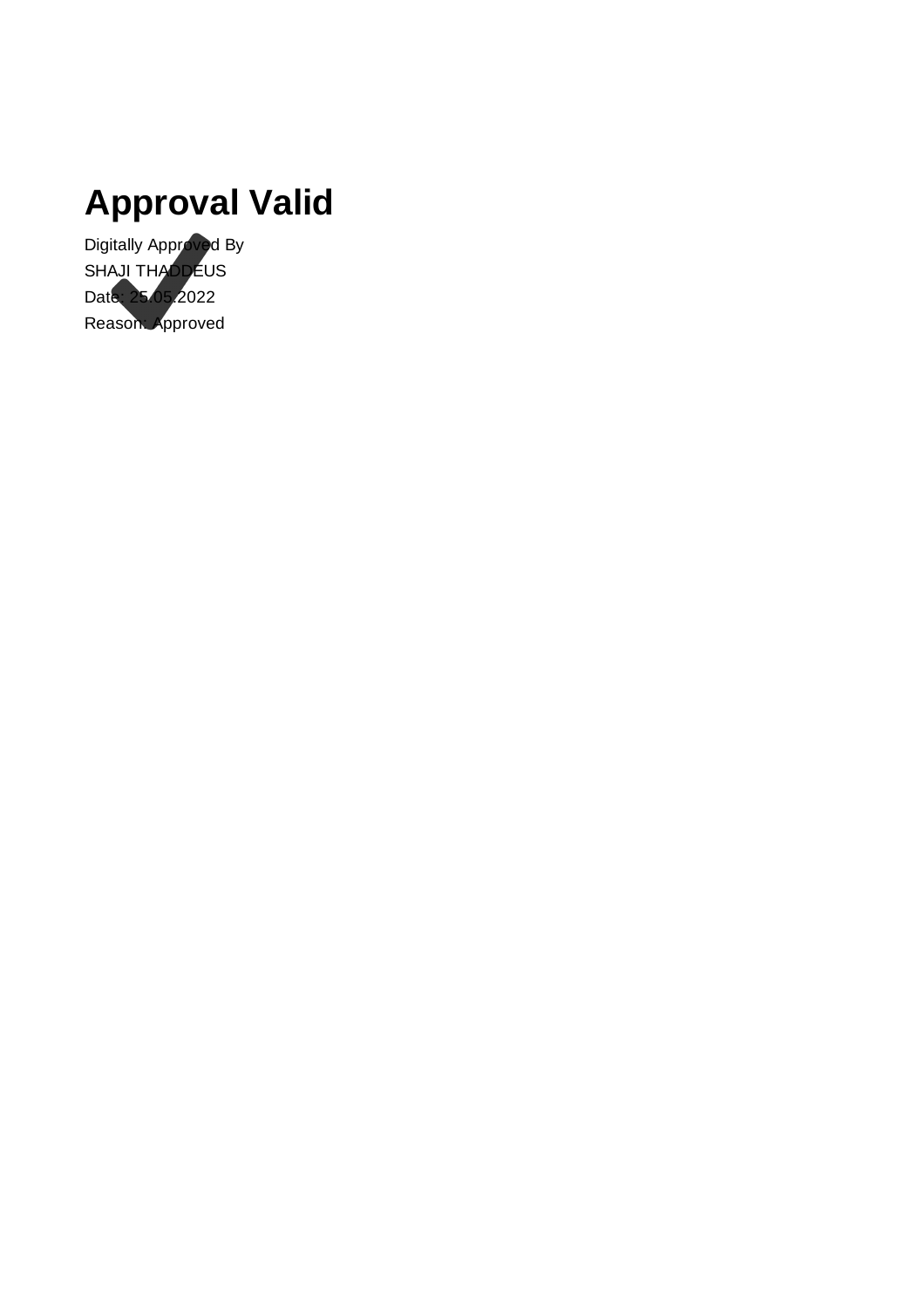# Approval Valid

Digitally Approved By
SHAJI THADDEUS
Date: 25.05.2022
Reason: Approved